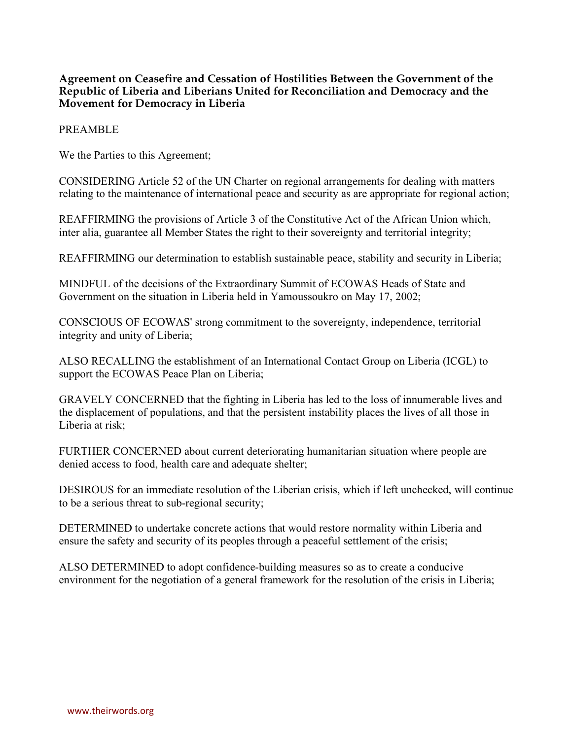**Agreement on Ceasefire and Cessation of Hostilities Between the Government of the Republic of Liberia and Liberians United for Reconciliation and Democracy and the Movement for Democracy in Liberia**

PREAMBLE

We the Parties to this Agreement;

CONSIDERING Article 52 of the UN Charter on regional arrangements for dealing with matters relating to the maintenance of international peace and security as are appropriate for regional action;

REAFFIRMING the provisions of Article 3 of the Constitutive Act of the African Union which, inter alia, guarantee all Member States the right to their sovereignty and territorial integrity;

REAFFIRMING our determination to establish sustainable peace, stability and security in Liberia;

MINDFUL of the decisions of the Extraordinary Summit of ECOWAS Heads of State and Government on the situation in Liberia held in Yamoussoukro on May 17, 2002;

CONSCIOUS OF ECOWAS' strong commitment to the sovereignty, independence, territorial integrity and unity of Liberia;

ALSO RECALLING the establishment of an International Contact Group on Liberia (ICGL) to support the ECOWAS Peace Plan on Liberia;

GRAVELY CONCERNED that the fighting in Liberia has led to the loss of innumerable lives and the displacement of populations, and that the persistent instability places the lives of all those in Liberia at risk;

FURTHER CONCERNED about current deteriorating humanitarian situation where people are denied access to food, health care and adequate shelter;

DESIROUS for an immediate resolution of the Liberian crisis, which if left unchecked, will continue to be a serious threat to sub-regional security;

DETERMINED to undertake concrete actions that would restore normality within Liberia and ensure the safety and security of its peoples through a peaceful settlement of the crisis;

ALSO DETERMINED to adopt confidence-building measures so as to create a conducive environment for the negotiation of a general framework for the resolution of the crisis in Liberia;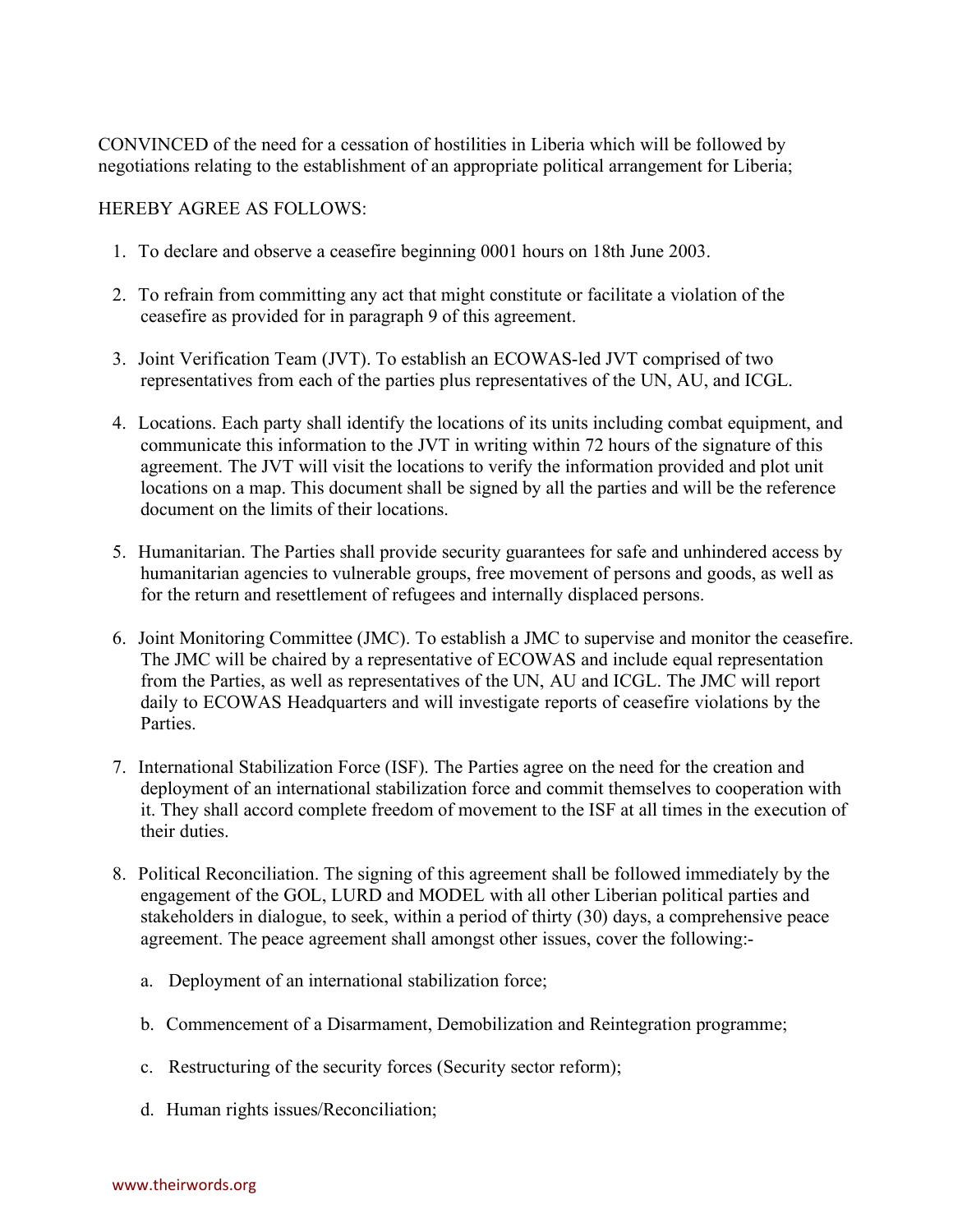CONVINCED of the need for a cessation of hostilities in Liberia which will be followed by negotiations relating to the establishment of an appropriate political arrangement for Liberia;

HEREBY AGREE AS FOLLOWS:

1. To declare and observe a ceasefire beginning 0001 hours on 18th June 2003.

2. To refrain from committing any act that might constitute or facilitate a violation of the ceasefire as provided for in paragraph 9 of this agreement.

3. Joint Verification Team (JVT). To establish an ECOWAS-led JVT comprised of two representatives from each of the parties plus representatives of the UN, AU, and ICGL.

4. Locations. Each party shall identify the locations of its units including combat equipment, and communicate this information to the JVT in writing within 72 hours of the signature of this agreement. The JVT will visit the locations to verify the information provided and plot unit locations on a map. This document shall be signed by all the parties and will be the reference document on the limits of their locations.

5. Humanitarian. The Parties shall provide security guarantees for safe and unhindered access by humanitarian agencies to vulnerable groups, free movement of persons and goods, as well as for the return and resettlement of refugees and internally displaced persons.

6. Joint Monitoring Committee (JMC). To establish a JMC to supervise and monitor the ceasefire. The JMC will be chaired by a representative of ECOWAS and include equal representation from the Parties, as well as representatives of the UN, AU and ICGL. The JMC will report daily to ECOWAS Headquarters and will investigate reports of ceasefire violations by the Parties.

7. International Stabilization Force (ISF). The Parties agree on the need for the creation and deployment of an international stabilization force and commit themselves to cooperation with it. They shall accord complete freedom of movement to the ISF at all times in the execution of their duties.

8. Political Reconciliation. The signing of this agreement shall be followed immediately by the engagement of the GOL, LURD and MODEL with all other Liberian political parties and stakeholders in dialogue, to seek, within a period of thirty (30) days, a comprehensive peace agreement. The peace agreement shall amongst other issues, cover the following:-

   a. Deployment of an international stabilization force;

   b. Commencement of a Disarmament, Demobilization and Reintegration programme;

   c. Restructuring of the security forces (Security sector reform);

   d. Human rights issues/Reconciliation;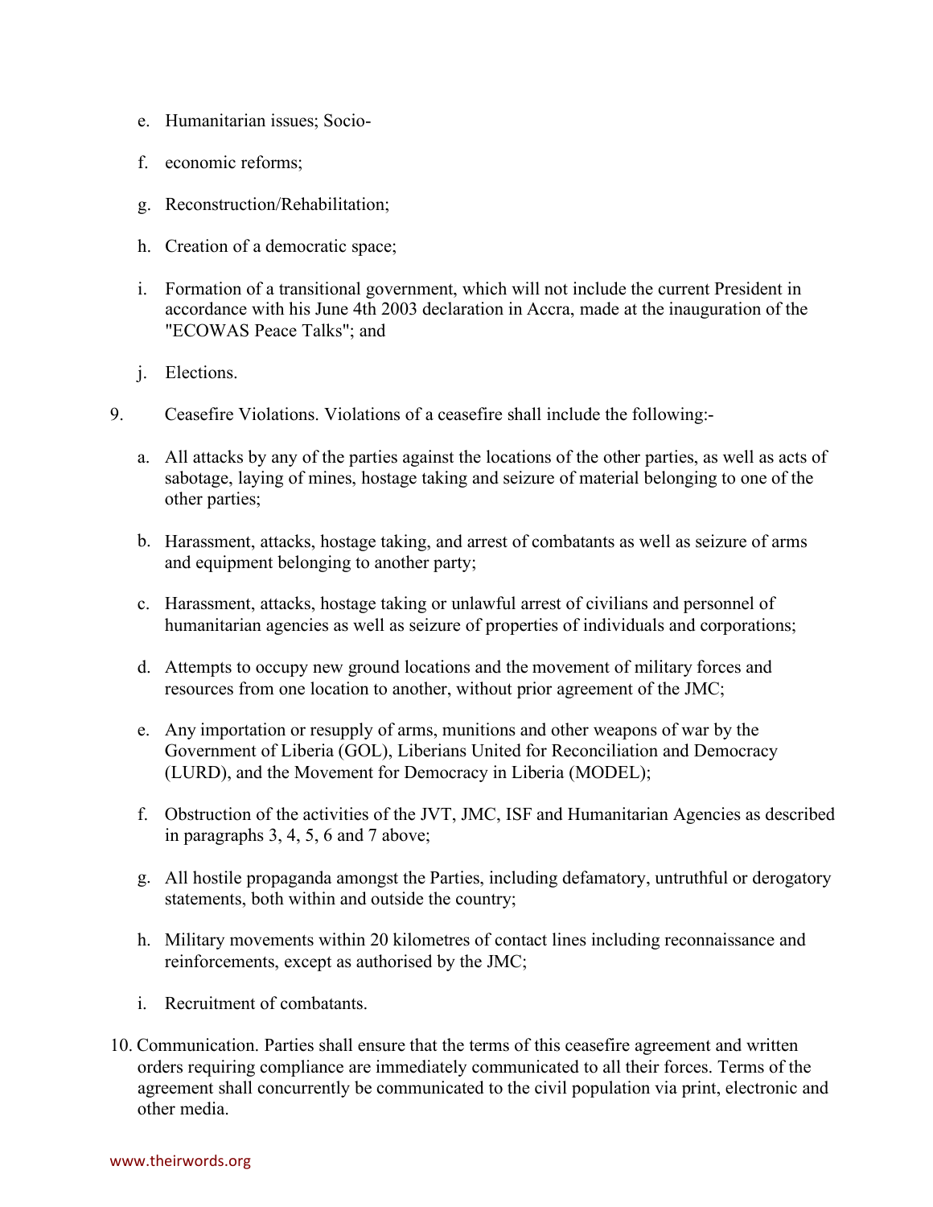e. Humanitarian issues; Socio-

f. economic reforms;

g. Reconstruction/Rehabilitation;

h. Creation of a democratic space;

i. Formation of a transitional government, which will not include the current President in accordance with his June 4th 2003 declaration in Accra, made at the inauguration of the "ECOWAS Peace Talks"; and

j. Elections.

9. Ceasefire Violations. Violations of a ceasefire shall include the following:-

a. All attacks by any of the parties against the locations of the other parties, as well as acts of sabotage, laying of mines, hostage taking and seizure of material belonging to one of the other parties;

b. Harassment, attacks, hostage taking, and arrest of combatants as well as seizure of arms and equipment belonging to another party;

c. Harassment, attacks, hostage taking or unlawful arrest of civilians and personnel of humanitarian agencies as well as seizure of properties of individuals and corporations;

d. Attempts to occupy new ground locations and the movement of military forces and resources from one location to another, without prior agreement of the JMC;

e. Any importation or resupply of arms, munitions and other weapons of war by the Government of Liberia (GOL), Liberians United for Reconciliation and Democracy (LURD), and the Movement for Democracy in Liberia (MODEL);

f. Obstruction of the activities of the JVT, JMC, ISF and Humanitarian Agencies as described in paragraphs 3, 4, 5, 6 and 7 above;

g. All hostile propaganda amongst the Parties, including defamatory, untruthful or derogatory statements, both within and outside the country;

h. Military movements within 20 kilometres of contact lines including reconnaissance and reinforcements, except as authorised by the JMC;

i. Recruitment of combatants.

10. Communication. Parties shall ensure that the terms of this ceasefire agreement and written orders requiring compliance are immediately communicated to all their forces. Terms of the agreement shall concurrently be communicated to the civil population via print, electronic and other media.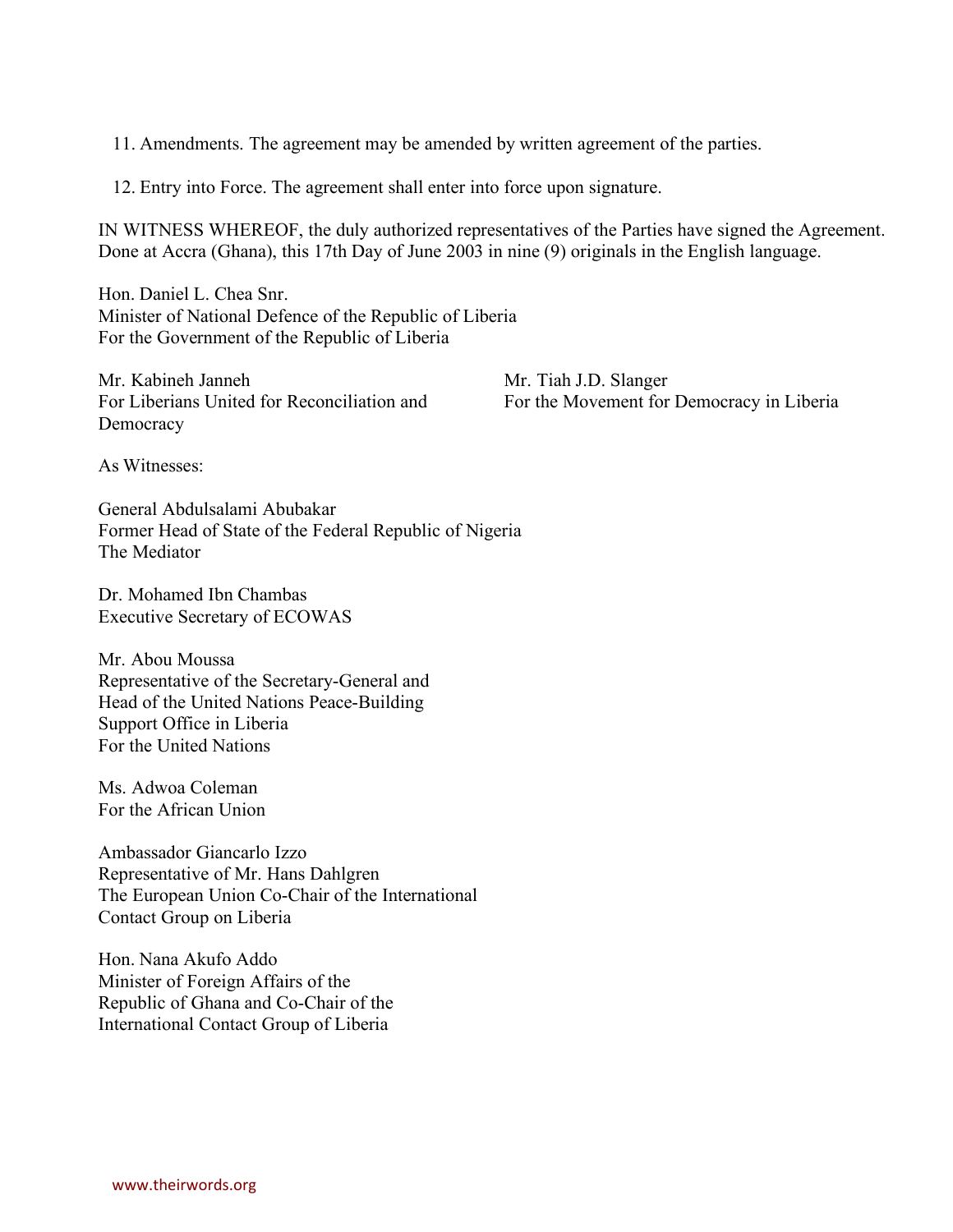11. Amendments. The agreement may be amended by written agreement of the parties.

12. Entry into Force. The agreement shall enter into force upon signature.

IN WITNESS WHEREOF, the duly authorized representatives of the Parties have signed the Agreement. Done at Accra (Ghana), this 17th Day of June 2003 in nine (9) originals in the English language.

Hon. Daniel L. Chea Snr.
Minister of National Defence of the Republic of Liberia
For the Government of the Republic of Liberia

Mr. Kabineh Janneh
For Liberians United for Reconciliation and Democracy

Mr. Tiah J.D. Slanger
For the Movement for Democracy in Liberia

As Witnesses:

General Abdulsalami Abubakar
Former Head of State of the Federal Republic of Nigeria
The Mediator

Dr. Mohamed Ibn Chambas
Executive Secretary of ECOWAS

Mr. Abou Moussa
Representative of the Secretary-General and
Head of the United Nations Peace-Building
Support Office in Liberia
For the United Nations

Ms. Adwoa Coleman
For the African Union

Ambassador Giancarlo Izzo
Representative of Mr. Hans Dahlgren
The European Union Co-Chair of the International
Contact Group on Liberia

Hon. Nana Akufo Addo
Minister of Foreign Affairs of the
Republic of Ghana and Co-Chair of the
International Contact Group of Liberia